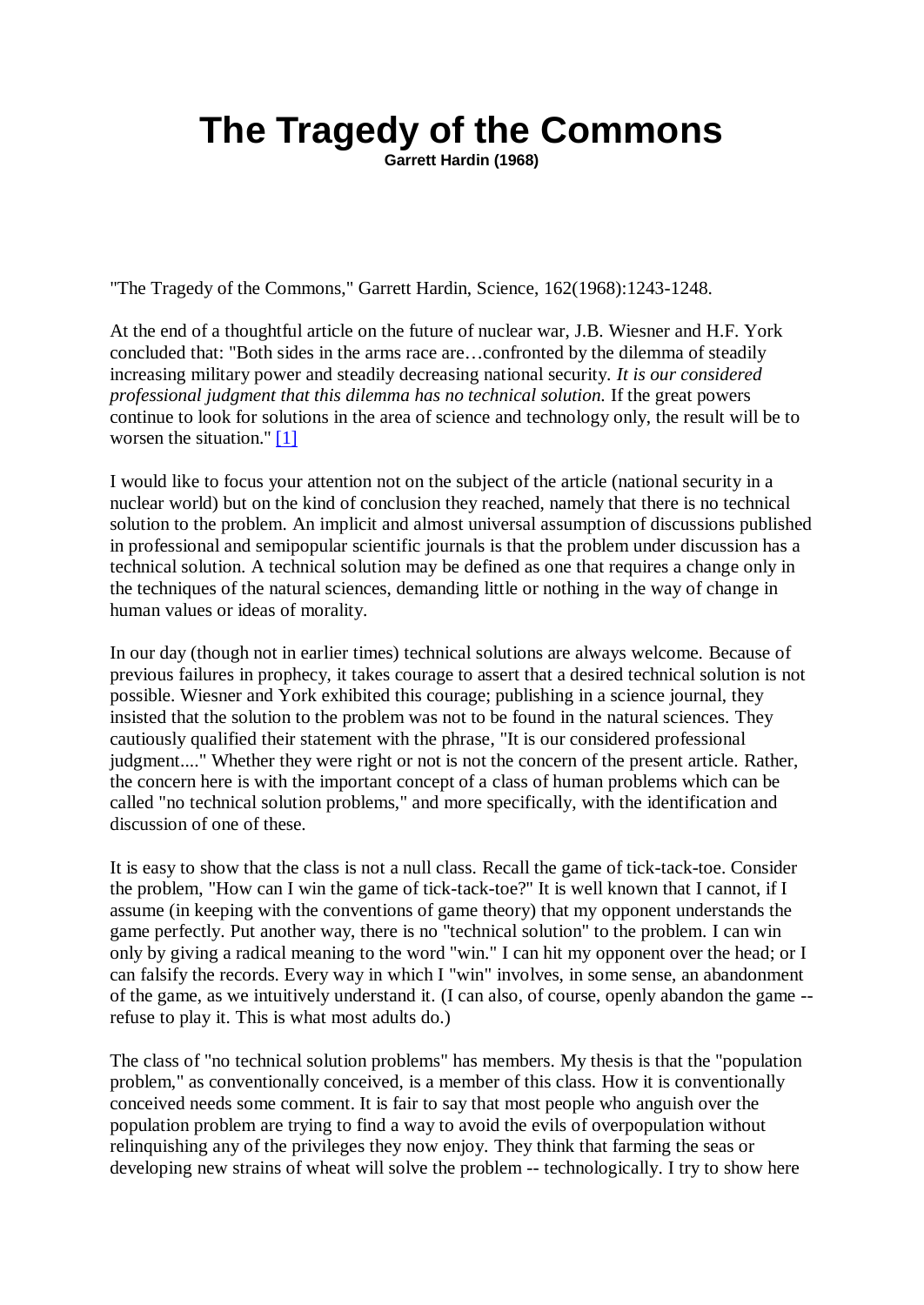# The Tragedy of the Commons

**Garrett Hardin (1968)**

"The Tragedy of the Commons," Garrett Hardin, Science, 162(1968):1243-1248.

At the end of a thoughtful article on the future of nuclear war, J.B. Wiesner and H.F. York concluded that: "Both sides in the arms race are…confronted by the dilemma of steadily increasing military power and steadily decreasing national security. *It is our considered professional judgment that this dilemma has no technical solution.* If the great powers continue to look for solutions in the area of science and technology only, the result will be to worsen the situation." [1]

I would like to focus your attention not on the subject of the article (national security in a nuclear world) but on the kind of conclusion they reached, namely that there is no technical solution to the problem. An implicit and almost universal assumption of discussions published in professional and semipopular scientific journals is that the problem under discussion has a technical solution. A technical solution may be defined as one that requires a change only in the techniques of the natural sciences, demanding little or nothing in the way of change in human values or ideas of morality.

In our day (though not in earlier times) technical solutions are always welcome. Because of previous failures in prophecy, it takes courage to assert that a desired technical solution is not possible. Wiesner and York exhibited this courage; publishing in a science journal, they insisted that the solution to the problem was not to be found in the natural sciences. They cautiously qualified their statement with the phrase, "It is our considered professional judgment...." Whether they were right or not is not the concern of the present article. Rather, the concern here is with the important concept of a class of human problems which can be called "no technical solution problems," and more specifically, with the identification and discussion of one of these.

It is easy to show that the class is not a null class. Recall the game of tick-tack-toe. Consider the problem, "How can I win the game of tick-tack-toe?" It is well known that I cannot, if I assume (in keeping with the conventions of game theory) that my opponent understands the game perfectly. Put another way, there is no "technical solution" to the problem. I can win only by giving a radical meaning to the word "win." I can hit my opponent over the head; or I can falsify the records. Every way in which I "win" involves, in some sense, an abandonment of the game, as we intuitively understand it. (I can also, of course, openly abandon the game -- refuse to play it. This is what most adults do.)

The class of "no technical solution problems" has members. My thesis is that the "population problem," as conventionally conceived, is a member of this class. How it is conventionally conceived needs some comment. It is fair to say that most people who anguish over the population problem are trying to find a way to avoid the evils of overpopulation without relinquishing any of the privileges they now enjoy. They think that farming the seas or developing new strains of wheat will solve the problem -- technologically. I try to show here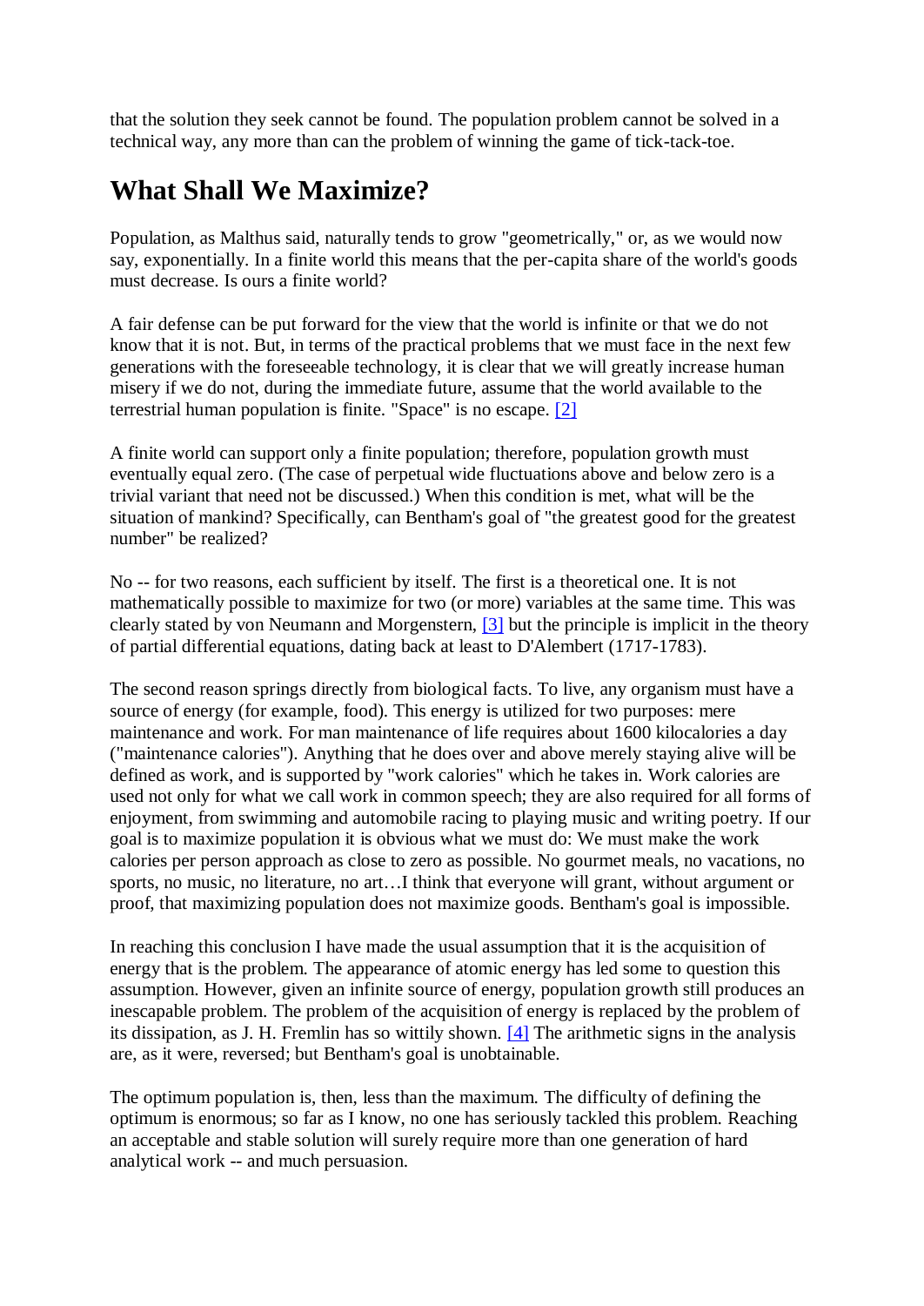that the solution they seek cannot be found. The population problem cannot be solved in a technical way, any more than can the problem of winning the game of tick-tack-toe.

## What Shall We Maximize?

Population, as Malthus said, naturally tends to grow "geometrically," or, as we would now say, exponentially. In a finite world this means that the per-capita share of the world's goods must decrease. Is ours a finite world?

A fair defense can be put forward for the view that the world is infinite or that we do not know that it is not. But, in terms of the practical problems that we must face in the next few generations with the foreseeable technology, it is clear that we will greatly increase human misery if we do not, during the immediate future, assume that the world available to the terrestrial human population is finite. "Space" is no escape. [2]

A finite world can support only a finite population; therefore, population growth must eventually equal zero. (The case of perpetual wide fluctuations above and below zero is a trivial variant that need not be discussed.) When this condition is met, what will be the situation of mankind? Specifically, can Bentham's goal of "the greatest good for the greatest number" be realized?

No -- for two reasons, each sufficient by itself. The first is a theoretical one. It is not mathematically possible to maximize for two (or more) variables at the same time. This was clearly stated by von Neumann and Morgenstern, [3] but the principle is implicit in the theory of partial differential equations, dating back at least to D'Alembert (1717-1783).

The second reason springs directly from biological facts. To live, any organism must have a source of energy (for example, food). This energy is utilized for two purposes: mere maintenance and work. For man maintenance of life requires about 1600 kilocalories a day ("maintenance calories"). Anything that he does over and above merely staying alive will be defined as work, and is supported by "work calories" which he takes in. Work calories are used not only for what we call work in common speech; they are also required for all forms of enjoyment, from swimming and automobile racing to playing music and writing poetry. If our goal is to maximize population it is obvious what we must do: We must make the work calories per person approach as close to zero as possible. No gourmet meals, no vacations, no sports, no music, no literature, no art…I think that everyone will grant, without argument or proof, that maximizing population does not maximize goods. Bentham's goal is impossible.

In reaching this conclusion I have made the usual assumption that it is the acquisition of energy that is the problem. The appearance of atomic energy has led some to question this assumption. However, given an infinite source of energy, population growth still produces an inescapable problem. The problem of the acquisition of energy is replaced by the problem of its dissipation, as J. H. Fremlin has so wittily shown. [4] The arithmetic signs in the analysis are, as it were, reversed; but Bentham's goal is unobtainable.

The optimum population is, then, less than the maximum. The difficulty of defining the optimum is enormous; so far as I know, no one has seriously tackled this problem. Reaching an acceptable and stable solution will surely require more than one generation of hard analytical work -- and much persuasion.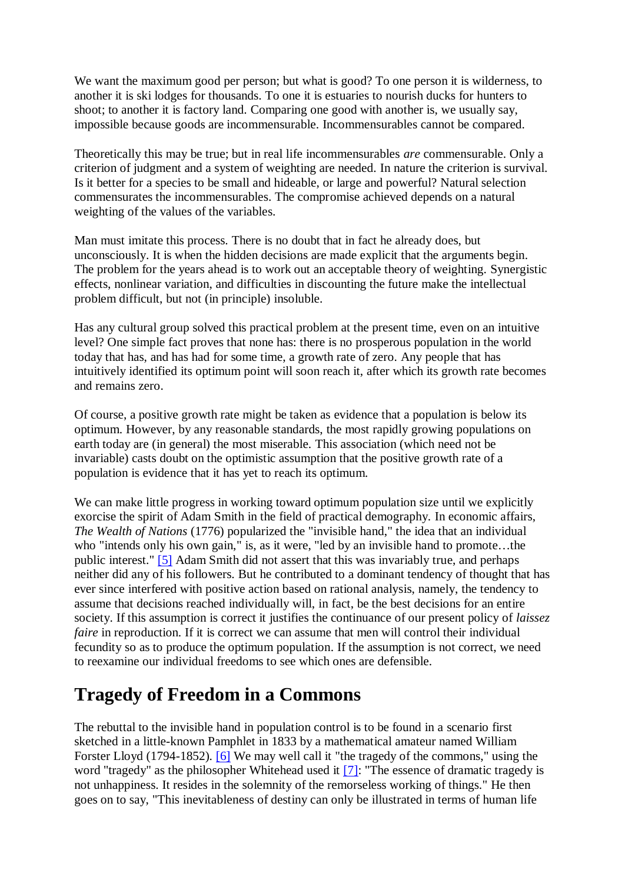We want the maximum good per person; but what is good? To one person it is wilderness, to another it is ski lodges for thousands. To one it is estuaries to nourish ducks for hunters to shoot; to another it is factory land. Comparing one good with another is, we usually say, impossible because goods are incommensurable. Incommensurables cannot be compared.

Theoretically this may be true; but in real life incommensurables *are* commensurable. Only a criterion of judgment and a system of weighting are needed. In nature the criterion is survival. Is it better for a species to be small and hideable, or large and powerful? Natural selection commensurates the incommensurables. The compromise achieved depends on a natural weighting of the values of the variables.

Man must imitate this process. There is no doubt that in fact he already does, but unconsciously. It is when the hidden decisions are made explicit that the arguments begin. The problem for the years ahead is to work out an acceptable theory of weighting. Synergistic effects, nonlinear variation, and difficulties in discounting the future make the intellectual problem difficult, but not (in principle) insoluble.

Has any cultural group solved this practical problem at the present time, even on an intuitive level? One simple fact proves that none has: there is no prosperous population in the world today that has, and has had for some time, a growth rate of zero. Any people that has intuitively identified its optimum point will soon reach it, after which its growth rate becomes and remains zero.

Of course, a positive growth rate might be taken as evidence that a population is below its optimum. However, by any reasonable standards, the most rapidly growing populations on earth today are (in general) the most miserable. This association (which need not be invariable) casts doubt on the optimistic assumption that the positive growth rate of a population is evidence that it has yet to reach its optimum.

We can make little progress in working toward optimum population size until we explicitly exorcise the spirit of Adam Smith in the field of practical demography. In economic affairs, *The Wealth of Nations* (1776) popularized the "invisible hand," the idea that an individual who "intends only his own gain," is, as it were, "led by an invisible hand to promote…the public interest." [5] Adam Smith did not assert that this was invariably true, and perhaps neither did any of his followers. But he contributed to a dominant tendency of thought that has ever since interfered with positive action based on rational analysis, namely, the tendency to assume that decisions reached individually will, in fact, be the best decisions for an entire society. If this assumption is correct it justifies the continuance of our present policy of *laissez faire* in reproduction. If it is correct we can assume that men will control their individual fecundity so as to produce the optimum population. If the assumption is not correct, we need to reexamine our individual freedoms to see which ones are defensible.

## Tragedy of Freedom in a Commons

The rebuttal to the invisible hand in population control is to be found in a scenario first sketched in a little-known Pamphlet in 1833 by a mathematical amateur named William Forster Lloyd (1794-1852). [6] We may well call it "the tragedy of the commons," using the word "tragedy" as the philosopher Whitehead used it [7]: "The essence of dramatic tragedy is not unhappiness. It resides in the solemnity of the remorseless working of things." He then goes on to say, "This inevitableness of destiny can only be illustrated in terms of human life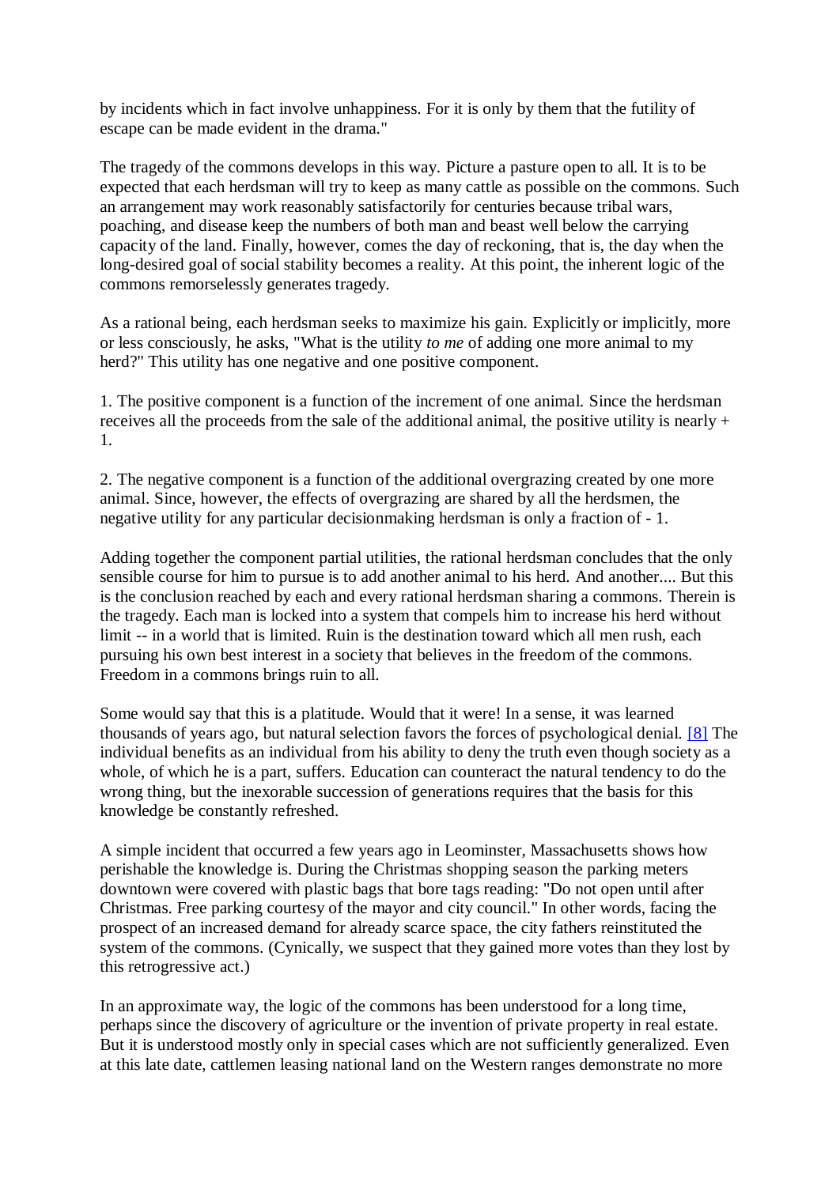by incidents which in fact involve unhappiness. For it is only by them that the futility of escape can be made evident in the drama."

The tragedy of the commons develops in this way. Picture a pasture open to all. It is to be expected that each herdsman will try to keep as many cattle as possible on the commons. Such an arrangement may work reasonably satisfactorily for centuries because tribal wars, poaching, and disease keep the numbers of both man and beast well below the carrying capacity of the land. Finally, however, comes the day of reckoning, that is, the day when the long-desired goal of social stability becomes a reality. At this point, the inherent logic of the commons remorselessly generates tragedy.

As a rational being, each herdsman seeks to maximize his gain. Explicitly or implicitly, more or less consciously, he asks, "What is the utility *to me* of adding one more animal to my herd?" This utility has one negative and one positive component.

1. The positive component is a function of the increment of one animal. Since the herdsman receives all the proceeds from the sale of the additional animal, the positive utility is nearly + 1.

2. The negative component is a function of the additional overgrazing created by one more animal. Since, however, the effects of overgrazing are shared by all the herdsmen, the negative utility for any particular decisionmaking herdsman is only a fraction of - 1.

Adding together the component partial utilities, the rational herdsman concludes that the only sensible course for him to pursue is to add another animal to his herd. And another.... But this is the conclusion reached by each and every rational herdsman sharing a commons. Therein is the tragedy. Each man is locked into a system that compels him to increase his herd without limit -- in a world that is limited. Ruin is the destination toward which all men rush, each pursuing his own best interest in a society that believes in the freedom of the commons. Freedom in a commons brings ruin to all.

Some would say that this is a platitude. Would that it were! In a sense, it was learned thousands of years ago, but natural selection favors the forces of psychological denial. [8] The individual benefits as an individual from his ability to deny the truth even though society as a whole, of which he is a part, suffers. Education can counteract the natural tendency to do the wrong thing, but the inexorable succession of generations requires that the basis for this knowledge be constantly refreshed.

A simple incident that occurred a few years ago in Leominster, Massachusetts shows how perishable the knowledge is. During the Christmas shopping season the parking meters downtown were covered with plastic bags that bore tags reading: "Do not open until after Christmas. Free parking courtesy of the mayor and city council." In other words, facing the prospect of an increased demand for already scarce space, the city fathers reinstituted the system of the commons. (Cynically, we suspect that they gained more votes than they lost by this retrogressive act.)

In an approximate way, the logic of the commons has been understood for a long time, perhaps since the discovery of agriculture or the invention of private property in real estate. But it is understood mostly only in special cases which are not sufficiently generalized. Even at this late date, cattlemen leasing national land on the Western ranges demonstrate no more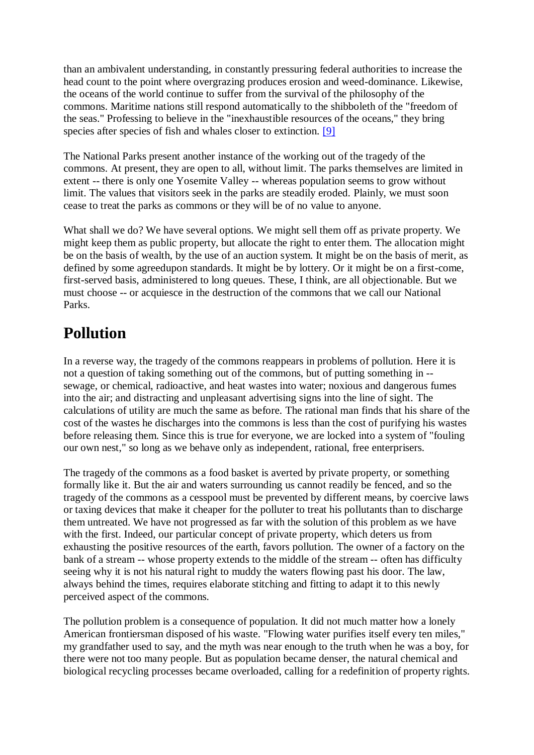than an ambivalent understanding, in constantly pressuring federal authorities to increase the head count to the point where overgrazing produces erosion and weed-dominance. Likewise, the oceans of the world continue to suffer from the survival of the philosophy of the commons. Maritime nations still respond automatically to the shibboleth of the "freedom of the seas." Professing to believe in the "inexhaustible resources of the oceans," they bring species after species of fish and whales closer to extinction. [9]

The National Parks present another instance of the working out of the tragedy of the commons. At present, they are open to all, without limit. The parks themselves are limited in extent -- there is only one Yosemite Valley -- whereas population seems to grow without limit. The values that visitors seek in the parks are steadily eroded. Plainly, we must soon cease to treat the parks as commons or they will be of no value to anyone.

What shall we do? We have several options. We might sell them off as private property. We might keep them as public property, but allocate the right to enter them. The allocation might be on the basis of wealth, by the use of an auction system. It might be on the basis of merit, as defined by some agreedupon standards. It might be by lottery. Or it might be on a first-come, first-served basis, administered to long queues. These, I think, are all objectionable. But we must choose -- or acquiesce in the destruction of the commons that we call our National Parks.

## Pollution

In a reverse way, the tragedy of the commons reappears in problems of pollution. Here it is not a question of taking something out of the commons, but of putting something in -- sewage, or chemical, radioactive, and heat wastes into water; noxious and dangerous fumes into the air; and distracting and unpleasant advertising signs into the line of sight. The calculations of utility are much the same as before. The rational man finds that his share of the cost of the wastes he discharges into the commons is less than the cost of purifying his wastes before releasing them. Since this is true for everyone, we are locked into a system of "fouling our own nest," so long as we behave only as independent, rational, free enterprisers.

The tragedy of the commons as a food basket is averted by private property, or something formally like it. But the air and waters surrounding us cannot readily be fenced, and so the tragedy of the commons as a cesspool must be prevented by different means, by coercive laws or taxing devices that make it cheaper for the polluter to treat his pollutants than to discharge them untreated. We have not progressed as far with the solution of this problem as we have with the first. Indeed, our particular concept of private property, which deters us from exhausting the positive resources of the earth, favors pollution. The owner of a factory on the bank of a stream -- whose property extends to the middle of the stream -- often has difficulty seeing why it is not his natural right to muddy the waters flowing past his door. The law, always behind the times, requires elaborate stitching and fitting to adapt it to this newly perceived aspect of the commons.

The pollution problem is a consequence of population. It did not much matter how a lonely American frontiersman disposed of his waste. "Flowing water purifies itself every ten miles," my grandfather used to say, and the myth was near enough to the truth when he was a boy, for there were not too many people. But as population became denser, the natural chemical and biological recycling processes became overloaded, calling for a redefinition of property rights.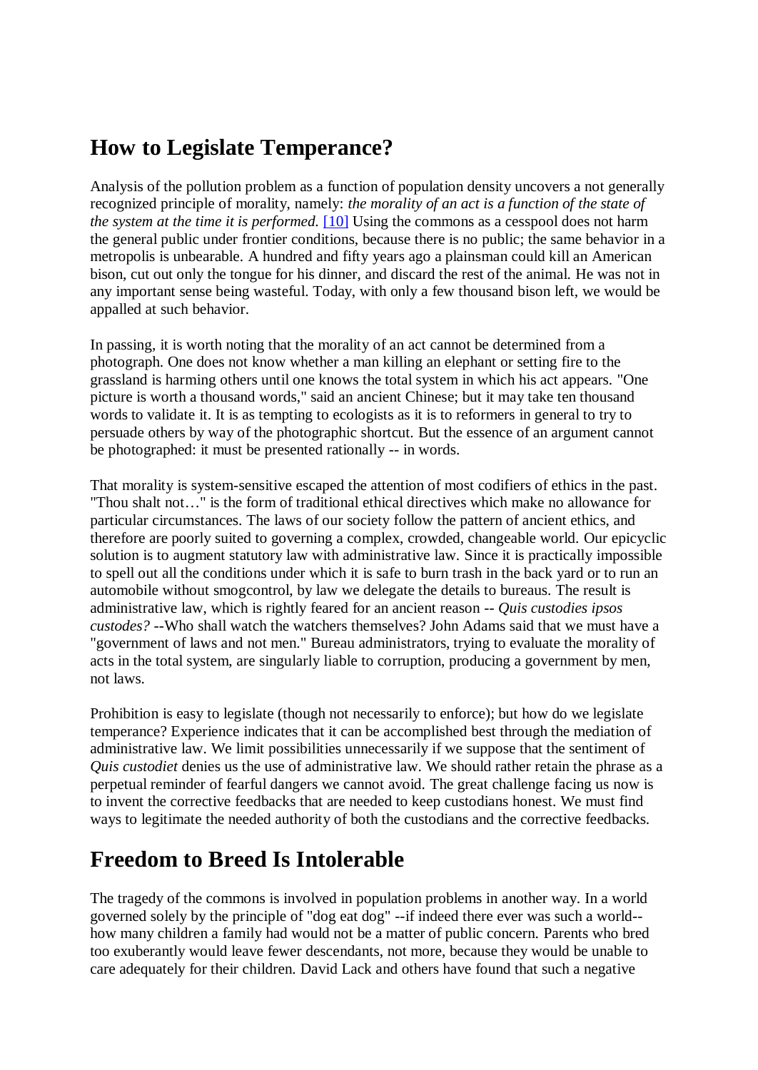## How to Legislate Temperance?

Analysis of the pollution problem as a function of population density uncovers a not generally recognized principle of morality, namely: *the morality of an act is a function of the state of the system at the time it is performed.* [10] Using the commons as a cesspool does not harm the general public under frontier conditions, because there is no public; the same behavior in a metropolis is unbearable. A hundred and fifty years ago a plainsman could kill an American bison, cut out only the tongue for his dinner, and discard the rest of the animal. He was not in any important sense being wasteful. Today, with only a few thousand bison left, we would be appalled at such behavior.

In passing, it is worth noting that the morality of an act cannot be determined from a photograph. One does not know whether a man killing an elephant or setting fire to the grassland is harming others until one knows the total system in which his act appears. "One picture is worth a thousand words," said an ancient Chinese; but it may take ten thousand words to validate it. It is as tempting to ecologists as it is to reformers in general to try to persuade others by way of the photographic shortcut. But the essence of an argument cannot be photographed: it must be presented rationally -- in words.

That morality is system-sensitive escaped the attention of most codifiers of ethics in the past. "Thou shalt not…" is the form of traditional ethical directives which make no allowance for particular circumstances. The laws of our society follow the pattern of ancient ethics, and therefore are poorly suited to governing a complex, crowded, changeable world. Our epicyclic solution is to augment statutory law with administrative law. Since it is practically impossible to spell out all the conditions under which it is safe to burn trash in the back yard or to run an automobile without smogcontrol, by law we delegate the details to bureaus. The result is administrative law, which is rightly feared for an ancient reason -- *Quis custodies ipsos custodes?* --Who shall watch the watchers themselves? John Adams said that we must have a "government of laws and not men." Bureau administrators, trying to evaluate the morality of acts in the total system, are singularly liable to corruption, producing a government by men, not laws.

Prohibition is easy to legislate (though not necessarily to enforce); but how do we legislate temperance? Experience indicates that it can be accomplished best through the mediation of administrative law. We limit possibilities unnecessarily if we suppose that the sentiment of *Quis custodiet* denies us the use of administrative law. We should rather retain the phrase as a perpetual reminder of fearful dangers we cannot avoid. The great challenge facing us now is to invent the corrective feedbacks that are needed to keep custodians honest. We must find ways to legitimate the needed authority of both the custodians and the corrective feedbacks.

## Freedom to Breed Is Intolerable

The tragedy of the commons is involved in population problems in another way. In a world governed solely by the principle of "dog eat dog" --if indeed there ever was such a world-- how many children a family had would not be a matter of public concern. Parents who bred too exuberantly would leave fewer descendants, not more, because they would be unable to care adequately for their children. David Lack and others have found that such a negative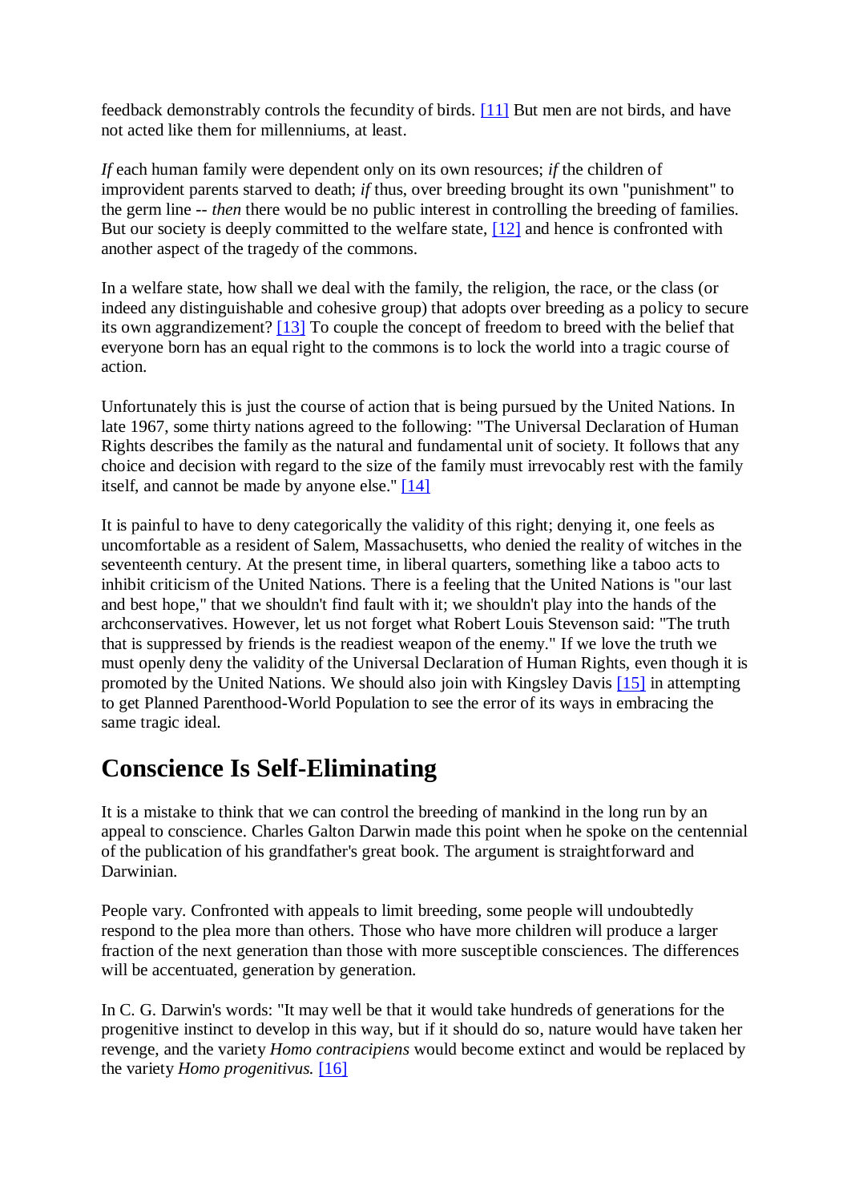feedback demonstrably controls the fecundity of birds. [11] But men are not birds, and have not acted like them for millenniums, at least.

*If* each human family were dependent only on its own resources; *if* the children of improvident parents starved to death; *if* thus, over breeding brought its own "punishment" to the germ line -- *then* there would be no public interest in controlling the breeding of families. But our society is deeply committed to the welfare state, [12] and hence is confronted with another aspect of the tragedy of the commons.

In a welfare state, how shall we deal with the family, the religion, the race, or the class (or indeed any distinguishable and cohesive group) that adopts over breeding as a policy to secure its own aggrandizement? [13] To couple the concept of freedom to breed with the belief that everyone born has an equal right to the commons is to lock the world into a tragic course of action.

Unfortunately this is just the course of action that is being pursued by the United Nations. In late 1967, some thirty nations agreed to the following: "The Universal Declaration of Human Rights describes the family as the natural and fundamental unit of society. It follows that any choice and decision with regard to the size of the family must irrevocably rest with the family itself, and cannot be made by anyone else." [14]

It is painful to have to deny categorically the validity of this right; denying it, one feels as uncomfortable as a resident of Salem, Massachusetts, who denied the reality of witches in the seventeenth century. At the present time, in liberal quarters, something like a taboo acts to inhibit criticism of the United Nations. There is a feeling that the United Nations is "our last and best hope," that we shouldn't find fault with it; we shouldn't play into the hands of the archconservatives. However, let us not forget what Robert Louis Stevenson said: "The truth that is suppressed by friends is the readiest weapon of the enemy." If we love the truth we must openly deny the validity of the Universal Declaration of Human Rights, even though it is promoted by the United Nations. We should also join with Kingsley Davis [15] in attempting to get Planned Parenthood-World Population to see the error of its ways in embracing the same tragic ideal.

## Conscience Is Self-Eliminating

It is a mistake to think that we can control the breeding of mankind in the long run by an appeal to conscience. Charles Galton Darwin made this point when he spoke on the centennial of the publication of his grandfather's great book. The argument is straightforward and Darwinian.

People vary. Confronted with appeals to limit breeding, some people will undoubtedly respond to the plea more than others. Those who have more children will produce a larger fraction of the next generation than those with more susceptible consciences. The differences will be accentuated, generation by generation.

In C. G. Darwin's words: "It may well be that it would take hundreds of generations for the progenitive instinct to develop in this way, but if it should do so, nature would have taken her revenge, and the variety *Homo contracipiens* would become extinct and would be replaced by the variety *Homo progenitivus.* [16]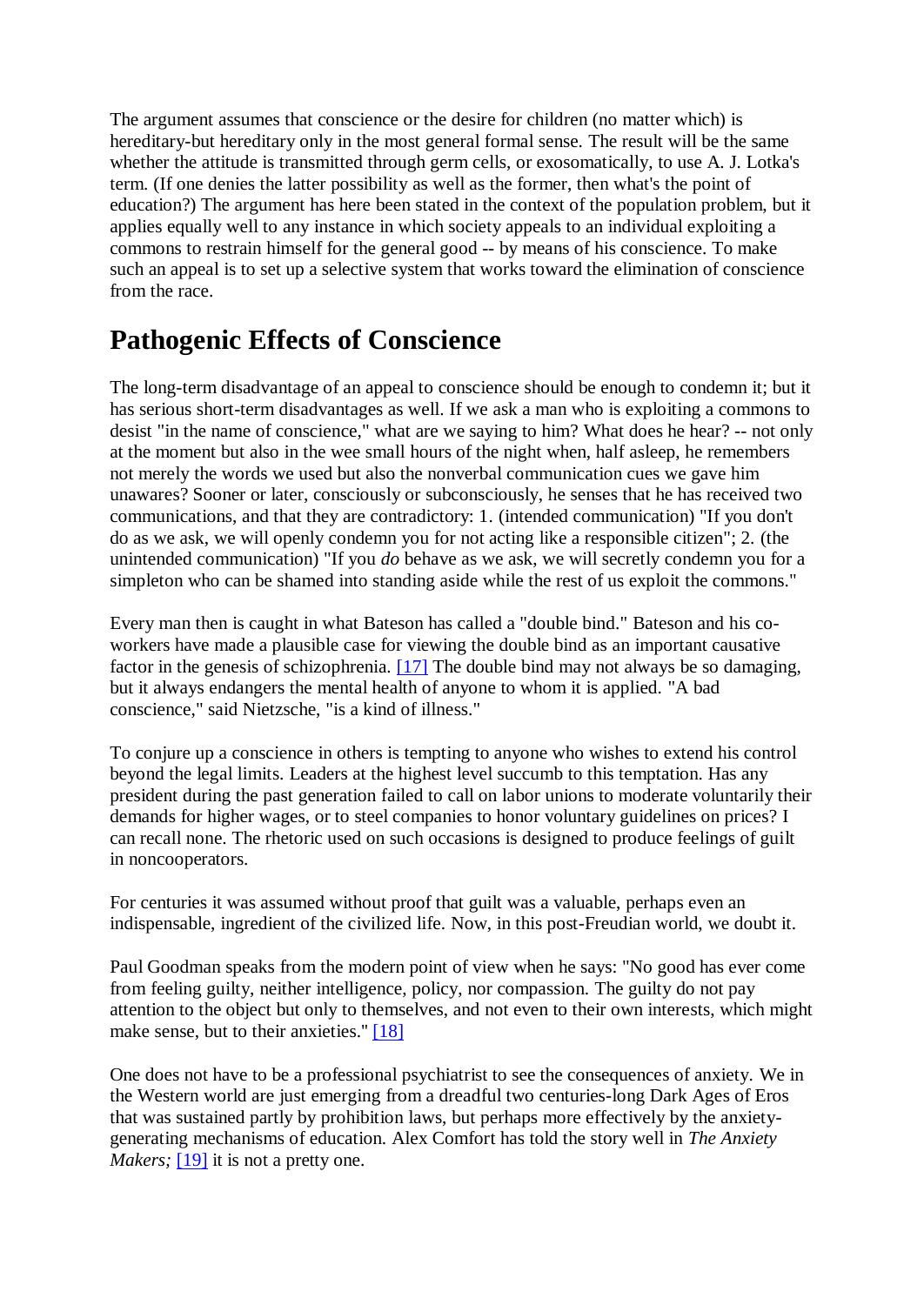The argument assumes that conscience or the desire for children (no matter which) is hereditary-but hereditary only in the most general formal sense. The result will be the same whether the attitude is transmitted through germ cells, or exosomatically, to use A. J. Lotka's term. (If one denies the latter possibility as well as the former, then what's the point of education?) The argument has here been stated in the context of the population problem, but it applies equally well to any instance in which society appeals to an individual exploiting a commons to restrain himself for the general good -- by means of his conscience. To make such an appeal is to set up a selective system that works toward the elimination of conscience from the race.

## Pathogenic Effects of Conscience

The long-term disadvantage of an appeal to conscience should be enough to condemn it; but it has serious short-term disadvantages as well. If we ask a man who is exploiting a commons to desist "in the name of conscience," what are we saying to him? What does he hear? -- not only at the moment but also in the wee small hours of the night when, half asleep, he remembers not merely the words we used but also the nonverbal communication cues we gave him unawares? Sooner or later, consciously or subconsciously, he senses that he has received two communications, and that they are contradictory: 1. (intended communication) "If you don't do as we ask, we will openly condemn you for not acting like a responsible citizen"; 2. (the unintended communication) "If you *do* behave as we ask, we will secretly condemn you for a simpleton who can be shamed into standing aside while the rest of us exploit the commons."

Every man then is caught in what Bateson has called a "double bind." Bateson and his co-workers have made a plausible case for viewing the double bind as an important causative factor in the genesis of schizophrenia. [17] The double bind may not always be so damaging, but it always endangers the mental health of anyone to whom it is applied. "A bad conscience," said Nietzsche, "is a kind of illness."

To conjure up a conscience in others is tempting to anyone who wishes to extend his control beyond the legal limits. Leaders at the highest level succumb to this temptation. Has any president during the past generation failed to call on labor unions to moderate voluntarily their demands for higher wages, or to steel companies to honor voluntary guidelines on prices? I can recall none. The rhetoric used on such occasions is designed to produce feelings of guilt in noncooperators.

For centuries it was assumed without proof that guilt was a valuable, perhaps even an indispensable, ingredient of the civilized life. Now, in this post-Freudian world, we doubt it.

Paul Goodman speaks from the modern point of view when he says: "No good has ever come from feeling guilty, neither intelligence, policy, nor compassion. The guilty do not pay attention to the object but only to themselves, and not even to their own interests, which might make sense, but to their anxieties." [18]

One does not have to be a professional psychiatrist to see the consequences of anxiety. We in the Western world are just emerging from a dreadful two centuries-long Dark Ages of Eros that was sustained partly by prohibition laws, but perhaps more effectively by the anxiety-generating mechanisms of education. Alex Comfort has told the story well in *The Anxiety Makers;* [19] it is not a pretty one.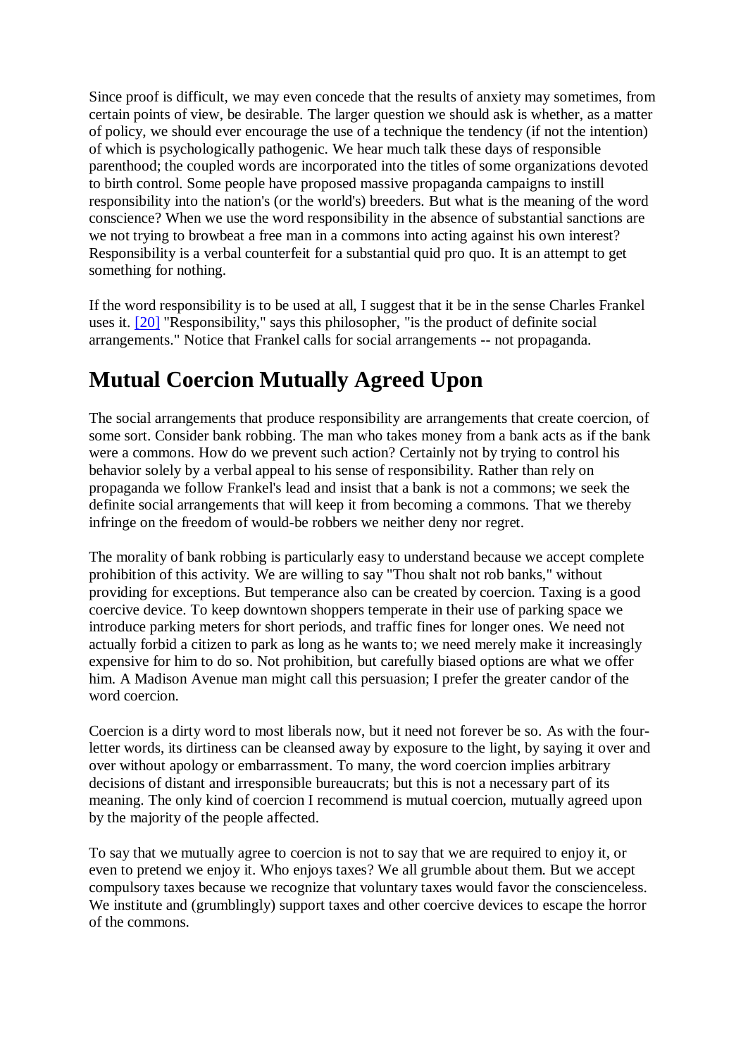Since proof is difficult, we may even concede that the results of anxiety may sometimes, from certain points of view, be desirable. The larger question we should ask is whether, as a matter of policy, we should ever encourage the use of a technique the tendency (if not the intention) of which is psychologically pathogenic. We hear much talk these days of responsible parenthood; the coupled words are incorporated into the titles of some organizations devoted to birth control. Some people have proposed massive propaganda campaigns to instill responsibility into the nation's (or the world's) breeders. But what is the meaning of the word conscience? When we use the word responsibility in the absence of substantial sanctions are we not trying to browbeat a free man in a commons into acting against his own interest? Responsibility is a verbal counterfeit for a substantial quid pro quo. It is an attempt to get something for nothing.

If the word responsibility is to be used at all, I suggest that it be in the sense Charles Frankel uses it. [20] "Responsibility," says this philosopher, "is the product of definite social arrangements." Notice that Frankel calls for social arrangements -- not propaganda.

## Mutual Coercion Mutually Agreed Upon

The social arrangements that produce responsibility are arrangements that create coercion, of some sort. Consider bank robbing. The man who takes money from a bank acts as if the bank were a commons. How do we prevent such action? Certainly not by trying to control his behavior solely by a verbal appeal to his sense of responsibility. Rather than rely on propaganda we follow Frankel's lead and insist that a bank is not a commons; we seek the definite social arrangements that will keep it from becoming a commons. That we thereby infringe on the freedom of would-be robbers we neither deny nor regret.

The morality of bank robbing is particularly easy to understand because we accept complete prohibition of this activity. We are willing to say "Thou shalt not rob banks," without providing for exceptions. But temperance also can be created by coercion. Taxing is a good coercive device. To keep downtown shoppers temperate in their use of parking space we introduce parking meters for short periods, and traffic fines for longer ones. We need not actually forbid a citizen to park as long as he wants to; we need merely make it increasingly expensive for him to do so. Not prohibition, but carefully biased options are what we offer him. A Madison Avenue man might call this persuasion; I prefer the greater candor of the word coercion.

Coercion is a dirty word to most liberals now, but it need not forever be so. As with the four-letter words, its dirtiness can be cleansed away by exposure to the light, by saying it over and over without apology or embarrassment. To many, the word coercion implies arbitrary decisions of distant and irresponsible bureaucrats; but this is not a necessary part of its meaning. The only kind of coercion I recommend is mutual coercion, mutually agreed upon by the majority of the people affected.

To say that we mutually agree to coercion is not to say that we are required to enjoy it, or even to pretend we enjoy it. Who enjoys taxes? We all grumble about them. But we accept compulsory taxes because we recognize that voluntary taxes would favor the conscienceless. We institute and (grumblingly) support taxes and other coercive devices to escape the horror of the commons.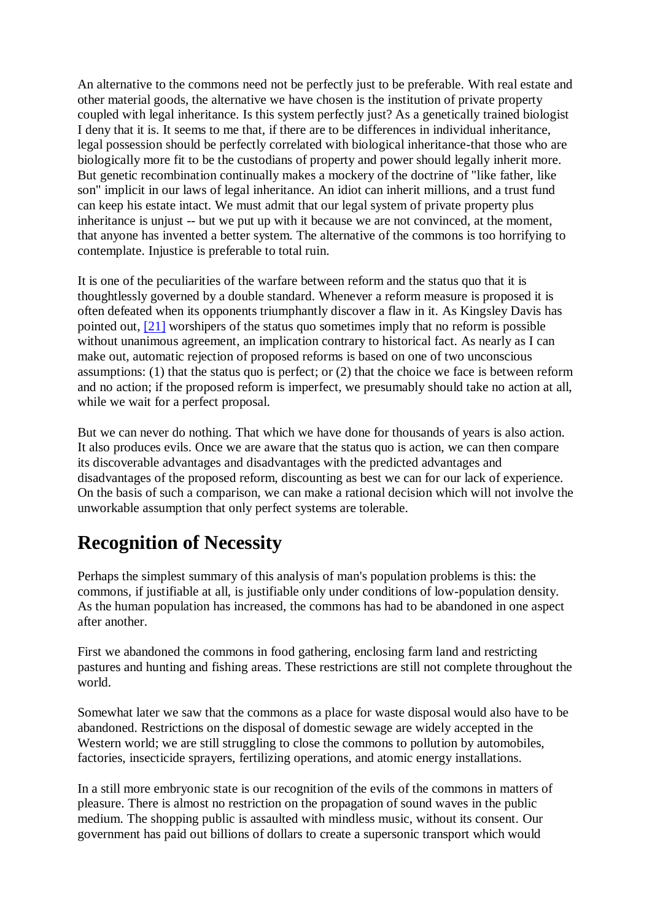An alternative to the commons need not be perfectly just to be preferable. With real estate and other material goods, the alternative we have chosen is the institution of private property coupled with legal inheritance. Is this system perfectly just? As a genetically trained biologist I deny that it is. It seems to me that, if there are to be differences in individual inheritance, legal possession should be perfectly correlated with biological inheritance-that those who are biologically more fit to be the custodians of property and power should legally inherit more. But genetic recombination continually makes a mockery of the doctrine of "like father, like son" implicit in our laws of legal inheritance. An idiot can inherit millions, and a trust fund can keep his estate intact. We must admit that our legal system of private property plus inheritance is unjust -- but we put up with it because we are not convinced, at the moment, that anyone has invented a better system. The alternative of the commons is too horrifying to contemplate. Injustice is preferable to total ruin.

It is one of the peculiarities of the warfare between reform and the status quo that it is thoughtlessly governed by a double standard. Whenever a reform measure is proposed it is often defeated when its opponents triumphantly discover a flaw in it. As Kingsley Davis has pointed out, [21] worshipers of the status quo sometimes imply that no reform is possible without unanimous agreement, an implication contrary to historical fact. As nearly as I can make out, automatic rejection of proposed reforms is based on one of two unconscious assumptions: (1) that the status quo is perfect; or (2) that the choice we face is between reform and no action; if the proposed reform is imperfect, we presumably should take no action at all, while we wait for a perfect proposal.

But we can never do nothing. That which we have done for thousands of years is also action. It also produces evils. Once we are aware that the status quo is action, we can then compare its discoverable advantages and disadvantages with the predicted advantages and disadvantages of the proposed reform, discounting as best we can for our lack of experience. On the basis of such a comparison, we can make a rational decision which will not involve the unworkable assumption that only perfect systems are tolerable.

## Recognition of Necessity

Perhaps the simplest summary of this analysis of man's population problems is this: the commons, if justifiable at all, is justifiable only under conditions of low-population density. As the human population has increased, the commons has had to be abandoned in one aspect after another.

First we abandoned the commons in food gathering, enclosing farm land and restricting pastures and hunting and fishing areas. These restrictions are still not complete throughout the world.

Somewhat later we saw that the commons as a place for waste disposal would also have to be abandoned. Restrictions on the disposal of domestic sewage are widely accepted in the Western world; we are still struggling to close the commons to pollution by automobiles, factories, insecticide sprayers, fertilizing operations, and atomic energy installations.

In a still more embryonic state is our recognition of the evils of the commons in matters of pleasure. There is almost no restriction on the propagation of sound waves in the public medium. The shopping public is assaulted with mindless music, without its consent. Our government has paid out billions of dollars to create a supersonic transport which would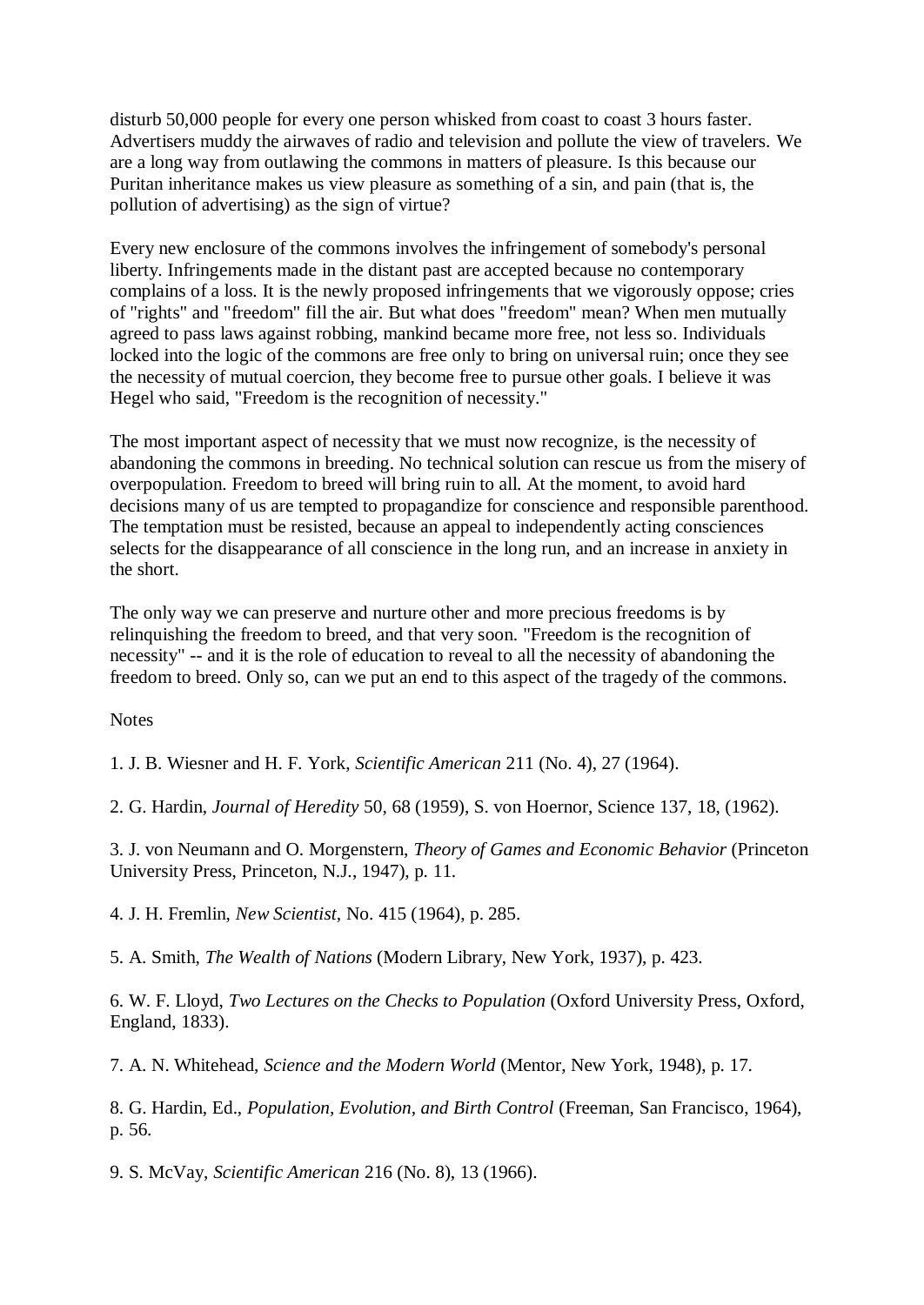disturb 50,000 people for every one person whisked from coast to coast 3 hours faster. Advertisers muddy the airwaves of radio and television and pollute the view of travelers. We are a long way from outlawing the commons in matters of pleasure. Is this because our Puritan inheritance makes us view pleasure as something of a sin, and pain (that is, the pollution of advertising) as the sign of virtue?

Every new enclosure of the commons involves the infringement of somebody's personal liberty. Infringements made in the distant past are accepted because no contemporary complains of a loss. It is the newly proposed infringements that we vigorously oppose; cries of "rights" and "freedom" fill the air. But what does "freedom" mean? When men mutually agreed to pass laws against robbing, mankind became more free, not less so. Individuals locked into the logic of the commons are free only to bring on universal ruin; once they see the necessity of mutual coercion, they become free to pursue other goals. I believe it was Hegel who said, "Freedom is the recognition of necessity."

The most important aspect of necessity that we must now recognize, is the necessity of abandoning the commons in breeding. No technical solution can rescue us from the misery of overpopulation. Freedom to breed will bring ruin to all. At the moment, to avoid hard decisions many of us are tempted to propagandize for conscience and responsible parenthood. The temptation must be resisted, because an appeal to independently acting consciences selects for the disappearance of all conscience in the long run, and an increase in anxiety in the short.

The only way we can preserve and nurture other and more precious freedoms is by relinquishing the freedom to breed, and that very soon. "Freedom is the recognition of necessity" -- and it is the role of education to reveal to all the necessity of abandoning the freedom to breed. Only so, can we put an end to this aspect of the tragedy of the commons.

Notes

1. J. B. Wiesner and H. F. York, *Scientific American* 211 (No. 4), 27 (1964).

2. G. Hardin, *Journal of Heredity* 50, 68 (1959), S. von Hoernor, Science 137, 18, (1962).

3. J. von Neumann and O. Morgenstern, *Theory of Games and Economic Behavior* (Princeton University Press, Princeton, N.J., 1947), p. 11.

4. J. H. Fremlin, *New Scientist*, No. 415 (1964), p. 285.

5. A. Smith, *The Wealth of Nations* (Modern Library, New York, 1937), p. 423.

6. W. F. Lloyd, *Two Lectures on the Checks to Population* (Oxford University Press, Oxford, England, 1833).

7. A. N. Whitehead, *Science and the Modern World* (Mentor, New York, 1948), p. 17.

8. G. Hardin, Ed., *Population, Evolution, and Birth Control* (Freeman, San Francisco, 1964), p. 56.

9. S. McVay, *Scientific American* 216 (No. 8), 13 (1966).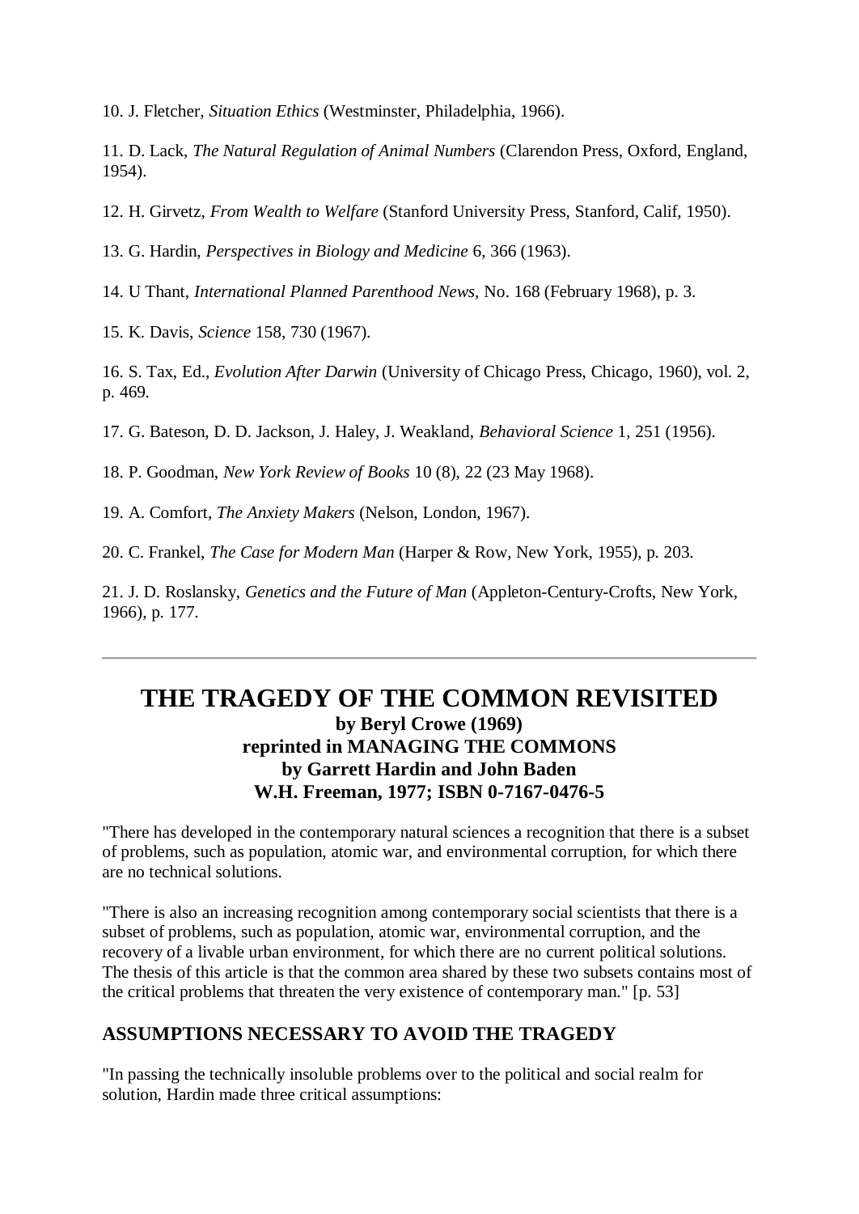10. J. Fletcher, *Situation Ethics* (Westminster, Philadelphia, 1966).

11. D. Lack, *The Natural Regulation of Animal Numbers* (Clarendon Press, Oxford, England, 1954).

12. H. Girvetz, *From Wealth to Welfare* (Stanford University Press, Stanford, Calif, 1950).

13. G. Hardin, *Perspectives in Biology and Medicine* 6, 366 (1963).

14. U Thant, *International Planned Parenthood News*, No. 168 (February 1968), p. 3.

15. K. Davis, *Science* 158, 730 (1967).

16. S. Tax, Ed., *Evolution After Darwin* (University of Chicago Press, Chicago, 1960), vol. 2, p. 469.

17. G. Bateson, D. D. Jackson, J. Haley, J. Weakland, *Behavioral Science* 1, 251 (1956).

18. P. Goodman, *New York Review of Books* 10 (8), 22 (23 May 1968).

19. A. Comfort, *The Anxiety Makers* (Nelson, London, 1967).

20. C. Frankel, *The Case for Modern Man* (Harper & Row, New York, 1955), p. 203.

21. J. D. Roslansky, *Genetics and the Future of Man* (Appleton-Century-Crofts, New York, 1966), p. 177.

---

# THE TRAGEDY OF THE COMMON REVISITED

**by Beryl Crowe (1969)**
**reprinted in MANAGING THE COMMONS**
**by Garrett Hardin and John Baden**
**W.H. Freeman, 1977; ISBN 0-7167-0476-5**

"There has developed in the contemporary natural sciences a recognition that there is a subset of problems, such as population, atomic war, and environmental corruption, for which there are no technical solutions.

"There is also an increasing recognition among contemporary social scientists that there is a subset of problems, such as population, atomic war, environmental corruption, and the recovery of a livable urban environment, for which there are no current political solutions. The thesis of this article is that the common area shared by these two subsets contains most of the critical problems that threaten the very existence of contemporary man." [p. 53]

## ASSUMPTIONS NECESSARY TO AVOID THE TRAGEDY

"In passing the technically insoluble problems over to the political and social realm for solution, Hardin made three critical assumptions: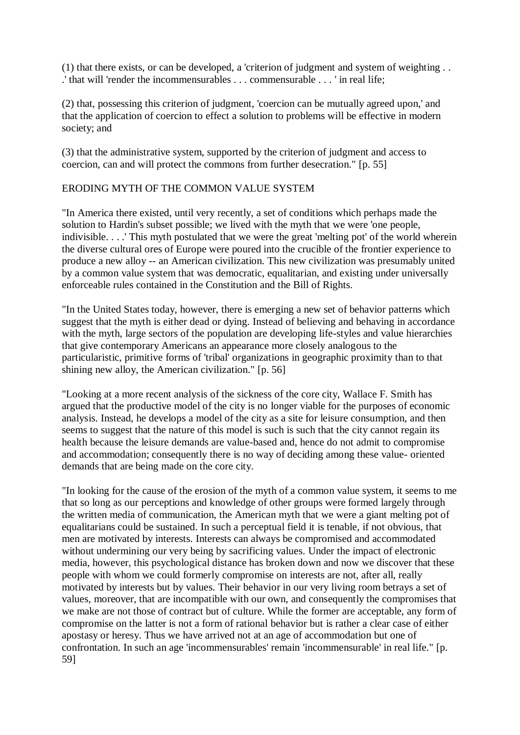(1) that there exists, or can be developed, a 'criterion of judgment and system of weighting . . .' that will 'render the incommensurables . . . commensurable . . . ' in real life;

(2) that, possessing this criterion of judgment, 'coercion can be mutually agreed upon,' and that the application of coercion to effect a solution to problems will be effective in modern society; and

(3) that the administrative system, supported by the criterion of judgment and access to coercion, can and will protect the commons from further desecration." [p. 55]

## ERODING MYTH OF THE COMMON VALUE SYSTEM

"In America there existed, until very recently, a set of conditions which perhaps made the solution to Hardin's subset possible; we lived with the myth that we were 'one people, indivisible. . . .' This myth postulated that we were the great 'melting pot' of the world wherein the diverse cultural ores of Europe were poured into the crucible of the frontier experience to produce a new alloy -- an American civilization. This new civilization was presumably united by a common value system that was democratic, equalitarian, and existing under universally enforceable rules contained in the Constitution and the Bill of Rights.

"In the United States today, however, there is emerging a new set of behavior patterns which suggest that the myth is either dead or dying. Instead of believing and behaving in accordance with the myth, large sectors of the population are developing life-styles and value hierarchies that give contemporary Americans an appearance more closely analogous to the particularistic, primitive forms of 'tribal' organizations in geographic proximity than to that shining new alloy, the American civilization." [p. 56]

"Looking at a more recent analysis of the sickness of the core city, Wallace F. Smith has argued that the productive model of the city is no longer viable for the purposes of economic analysis. Instead, he develops a model of the city as a site for leisure consumption, and then seems to suggest that the nature of this model is such is such that the city cannot regain its health because the leisure demands are value-based and, hence do not admit to compromise and accommodation; consequently there is no way of deciding among these value- oriented demands that are being made on the core city.

"In looking for the cause of the erosion of the myth of a common value system, it seems to me that so long as our perceptions and knowledge of other groups were formed largely through the written media of communication, the American myth that we were a giant melting pot of equalitarians could be sustained. In such a perceptual field it is tenable, if not obvious, that men are motivated by interests. Interests can always be compromised and accommodated without undermining our very being by sacrificing values. Under the impact of electronic media, however, this psychological distance has broken down and now we discover that these people with whom we could formerly compromise on interests are not, after all, really motivated by interests but by values. Their behavior in our very living room betrays a set of values, moreover, that are incompatible with our own, and consequently the compromises that we make are not those of contract but of culture. While the former are acceptable, any form of compromise on the latter is not a form of rational behavior but is rather a clear case of either apostasy or heresy. Thus we have arrived not at an age of accommodation but one of confrontation. In such an age 'incommensurables' remain 'incommensurable' in real life." [p. 59]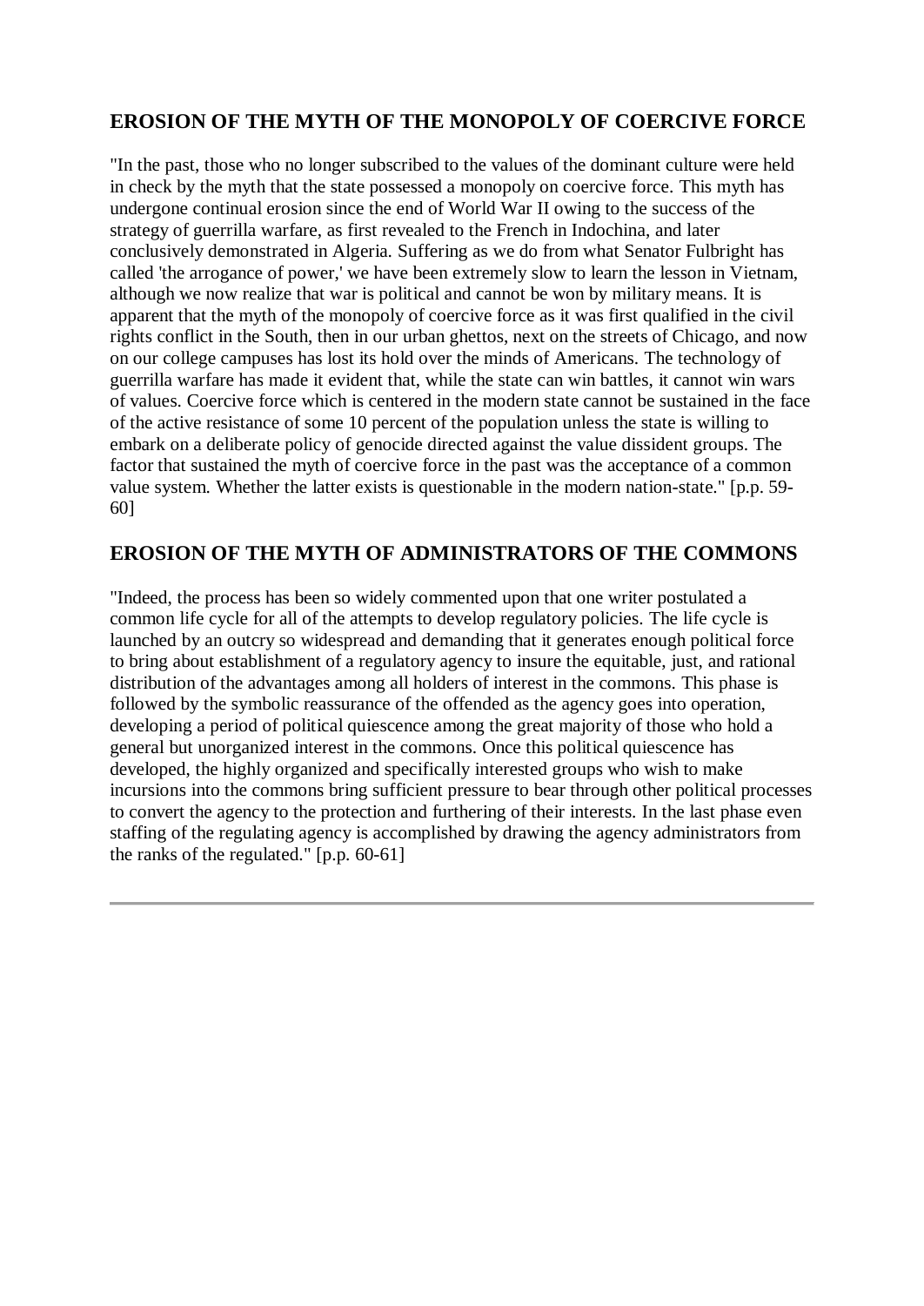## EROSION OF THE MYTH OF THE MONOPOLY OF COERCIVE FORCE

"In the past, those who no longer subscribed to the values of the dominant culture were held in check by the myth that the state possessed a monopoly on coercive force. This myth has undergone continual erosion since the end of World War II owing to the success of the strategy of guerrilla warfare, as first revealed to the French in Indochina, and later conclusively demonstrated in Algeria. Suffering as we do from what Senator Fulbright has called 'the arrogance of power,' we have been extremely slow to learn the lesson in Vietnam, although we now realize that war is political and cannot be won by military means. It is apparent that the myth of the monopoly of coercive force as it was first qualified in the civil rights conflict in the South, then in our urban ghettos, next on the streets of Chicago, and now on our college campuses has lost its hold over the minds of Americans. The technology of guerrilla warfare has made it evident that, while the state can win battles, it cannot win wars of values. Coercive force which is centered in the modern state cannot be sustained in the face of the active resistance of some 10 percent of the population unless the state is willing to embark on a deliberate policy of genocide directed against the value dissident groups. The factor that sustained the myth of coercive force in the past was the acceptance of a common value system. Whether the latter exists is questionable in the modern nation-state." [p.p. 59-60]

## EROSION OF THE MYTH OF ADMINISTRATORS OF THE COMMONS

"Indeed, the process has been so widely commented upon that one writer postulated a common life cycle for all of the attempts to develop regulatory policies. The life cycle is launched by an outcry so widespread and demanding that it generates enough political force to bring about establishment of a regulatory agency to insure the equitable, just, and rational distribution of the advantages among all holders of interest in the commons. This phase is followed by the symbolic reassurance of the offended as the agency goes into operation, developing a period of political quiescence among the great majority of those who hold a general but unorganized interest in the commons. Once this political quiescence has developed, the highly organized and specifically interested groups who wish to make incursions into the commons bring sufficient pressure to bear through other political processes to convert the agency to the protection and furthering of their interests. In the last phase even staffing of the regulating agency is accomplished by drawing the agency administrators from the ranks of the regulated." [p.p. 60-61]

---